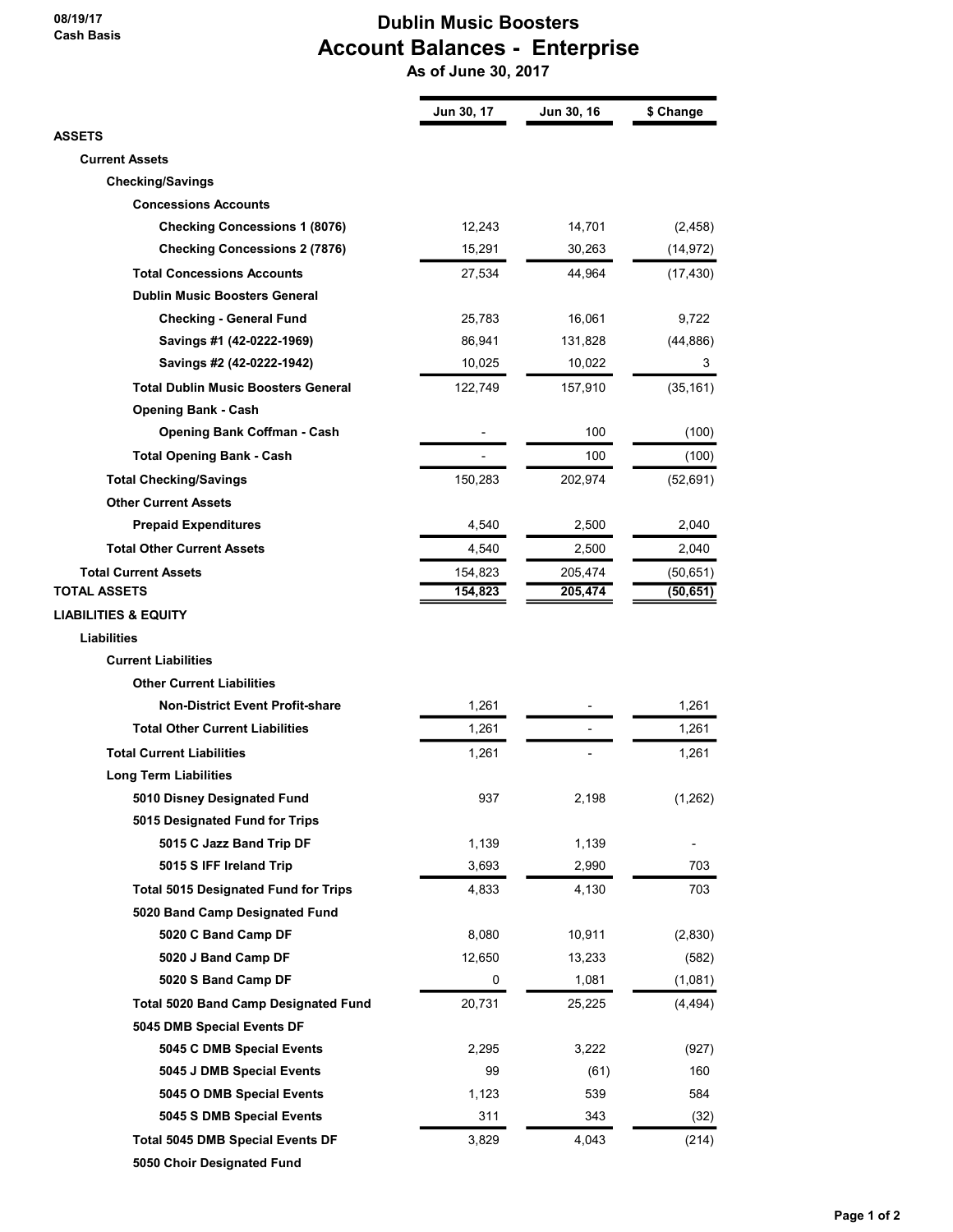08/19/17
Cash Basis

# Dublin Music Boosters
## Account Balances - Enterprise
### As of June 30, 2017

| | Jun 30, 17 | Jun 30, 16 | $ Change |
|---|---|---|---|
| **ASSETS** | | | |
| **Current Assets** | | | |
| **Checking/Savings** | | | |
| **Concessions Accounts** | | | |
| **Checking Concessions 1 (8076)** | 12,243 | 14,701 | (2,458) |
| **Checking Concessions 2 (7876)** | 15,291 | 30,263 | (14,972) |
| **Total Concessions Accounts** | 27,534 | 44,964 | (17,430) |
| **Dublin Music Boosters General** | | | |
| **Checking - General Fund** | 25,783 | 16,061 | 9,722 |
| **Savings #1 (42-0222-1969)** | 86,941 | 131,828 | (44,886) |
| **Savings #2 (42-0222-1942)** | 10,025 | 10,022 | 3 |
| **Total Dublin Music Boosters General** | 122,749 | 157,910 | (35,161) |
| **Opening Bank - Cash** | | | |
| **Opening Bank Coffman - Cash** | - | 100 | (100) |
| **Total Opening Bank - Cash** | - | 100 | (100) |
| **Total Checking/Savings** | 150,283 | 202,974 | (52,691) |
| **Other Current Assets** | | | |
| **Prepaid Expenditures** | 4,540 | 2,500 | 2,040 |
| **Total Other Current Assets** | 4,540 | 2,500 | 2,040 |
| **Total Current Assets** | 154,823 | 205,474 | (50,651) |
| **TOTAL ASSETS** | **154,823** | **205,474** | **(50,651)** |
| **LIABILITIES & EQUITY** | | | |
| **Liabilities** | | | |
| **Current Liabilities** | | | |
| **Other Current Liabilities** | | | |
| **Non-District Event Profit-share** | 1,261 | - | 1,261 |
| **Total Other Current Liabilities** | 1,261 | - | 1,261 |
| **Total Current Liabilities** | 1,261 | - | 1,261 |
| **Long Term Liabilities** | | | |
| **5010 Disney Designated Fund** | 937 | 2,198 | (1,262) |
| **5015 Designated Fund for Trips** | | | |
| **5015 C Jazz Band Trip DF** | 1,139 | 1,139 | - |
| **5015 S IFF Ireland Trip** | 3,693 | 2,990 | 703 |
| **Total 5015 Designated Fund for Trips** | 4,833 | 4,130 | 703 |
| **5020 Band Camp Designated Fund** | | | |
| **5020 C Band Camp DF** | 8,080 | 10,911 | (2,830) |
| **5020 J Band Camp DF** | 12,650 | 13,233 | (582) |
| **5020 S Band Camp DF** | 0 | 1,081 | (1,081) |
| **Total 5020 Band Camp Designated Fund** | 20,731 | 25,225 | (4,494) |
| **5045 DMB Special Events DF** | | | |
| **5045 C DMB Special Events** | 2,295 | 3,222 | (927) |
| **5045 J DMB Special Events** | 99 | (61) | 160 |
| **5045 O DMB Special Events** | 1,123 | 539 | 584 |
| **5045 S DMB Special Events** | 311 | 343 | (32) |
| **Total 5045 DMB Special Events DF** | 3,829 | 4,043 | (214) |
| **5050 Choir Designated Fund** | | | |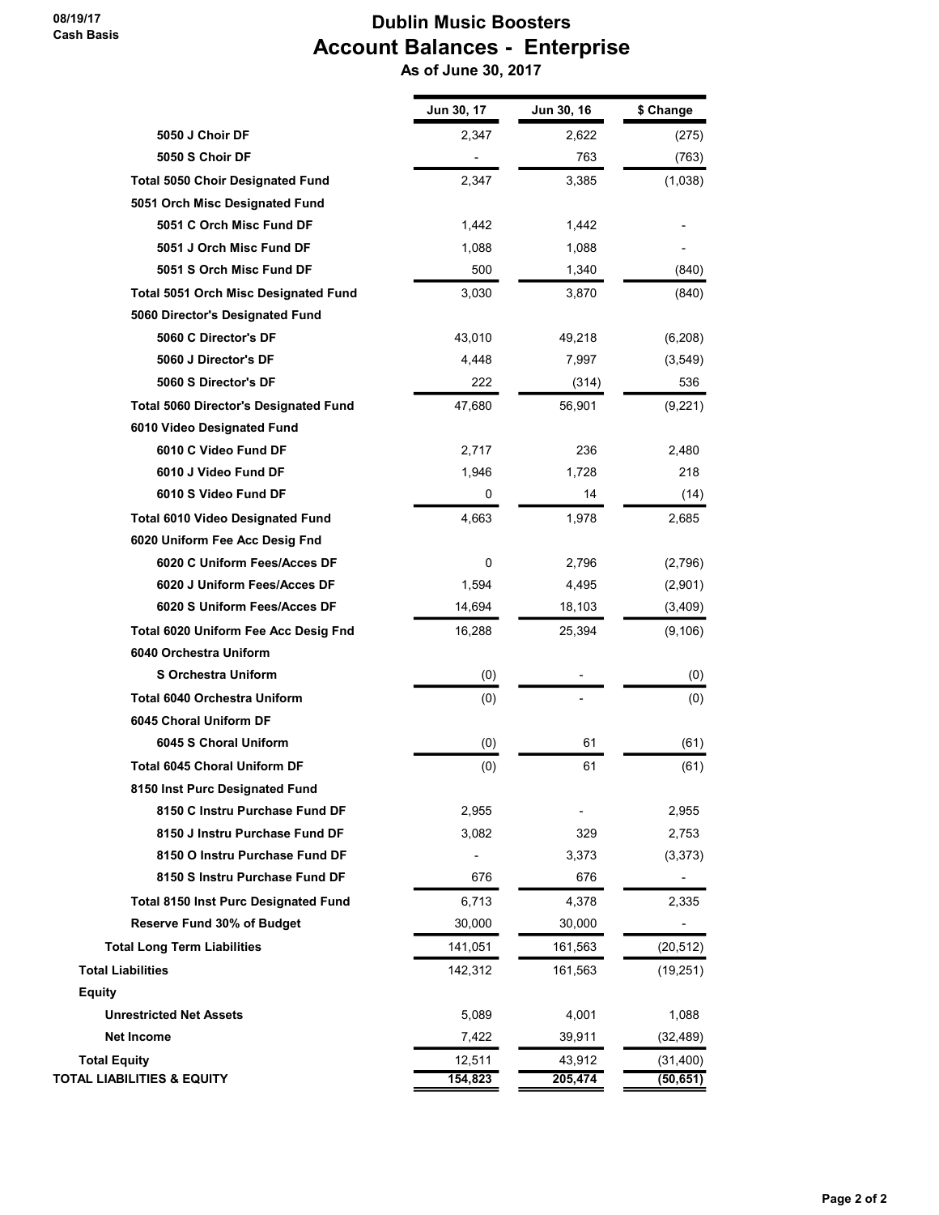08/19/17
Cash Basis

# Dublin Music Boosters
## Account Balances - Enterprise
### As of June 30, 2017

| | Jun 30, 17 | Jun 30, 16 | $ Change |
|---|---|---|---|
| 5050 J Choir DF | 2,347 | 2,622 | (275) |
| 5050 S Choir DF | - | 763 | (763) |
| **Total 5050 Choir Designated Fund** | 2,347 | 3,385 | (1,038) |
| **5051 Orch Misc Designated Fund** | | | |
| 5051 C Orch Misc Fund DF | 1,442 | 1,442 | - |
| 5051 J Orch Misc Fund DF | 1,088 | 1,088 | - |
| 5051 S Orch Misc Fund DF | 500 | 1,340 | (840) |
| **Total 5051 Orch Misc Designated Fund** | 3,030 | 3,870 | (840) |
| **5060 Director's Designated Fund** | | | |
| 5060 C Director's DF | 43,010 | 49,218 | (6,208) |
| 5060 J Director's DF | 4,448 | 7,997 | (3,549) |
| 5060 S Director's DF | 222 | (314) | 536 |
| **Total 5060 Director's Designated Fund** | 47,680 | 56,901 | (9,221) |
| **6010 Video Designated Fund** | | | |
| 6010 C Video Fund DF | 2,717 | 236 | 2,480 |
| 6010 J Video Fund DF | 1,946 | 1,728 | 218 |
| 6010 S Video Fund DF | 0 | 14 | (14) |
| **Total 6010 Video Designated Fund** | 4,663 | 1,978 | 2,685 |
| **6020 Uniform Fee Acc Desig Fnd** | | | |
| 6020 C Uniform Fees/Acces DF | 0 | 2,796 | (2,796) |
| 6020 J Uniform Fees/Acces DF | 1,594 | 4,495 | (2,901) |
| 6020 S Uniform Fees/Acces DF | 14,694 | 18,103 | (3,409) |
| **Total 6020 Uniform Fee Acc Desig Fnd** | 16,288 | 25,394 | (9,106) |
| **6040 Orchestra Uniform** | | | |
| S Orchestra Uniform | (0) | - | (0) |
| **Total 6040 Orchestra Uniform** | (0) | - | (0) |
| **6045 Choral Uniform DF** | | | |
| 6045 S Choral Uniform | (0) | 61 | (61) |
| **Total 6045 Choral Uniform DF** | (0) | 61 | (61) |
| **8150 Inst Purc Designated Fund** | | | |
| 8150 C Instru Purchase Fund DF | 2,955 | - | 2,955 |
| 8150 J Instru Purchase Fund DF | 3,082 | 329 | 2,753 |
| 8150 O Instru Purchase Fund DF | - | 3,373 | (3,373) |
| 8150 S Instru Purchase Fund DF | 676 | 676 | - |
| **Total 8150 Inst Purc Designated Fund** | 6,713 | 4,378 | 2,335 |
| **Reserve Fund 30% of Budget** | 30,000 | 30,000 | - |
| **Total Long Term Liabilities** | 141,051 | 161,563 | (20,512) |
| **Total Liabilities** | 142,312 | 161,563 | (19,251) |
| **Equity** | | | |
| **Unrestricted Net Assets** | 5,089 | 4,001 | 1,088 |
| **Net Income** | 7,422 | 39,911 | (32,489) |
| **Total Equity** | 12,511 | 43,912 | (31,400) |
| **TOTAL LIABILITIES & EQUITY** | **154,823** | **205,474** | **(50,651)** |